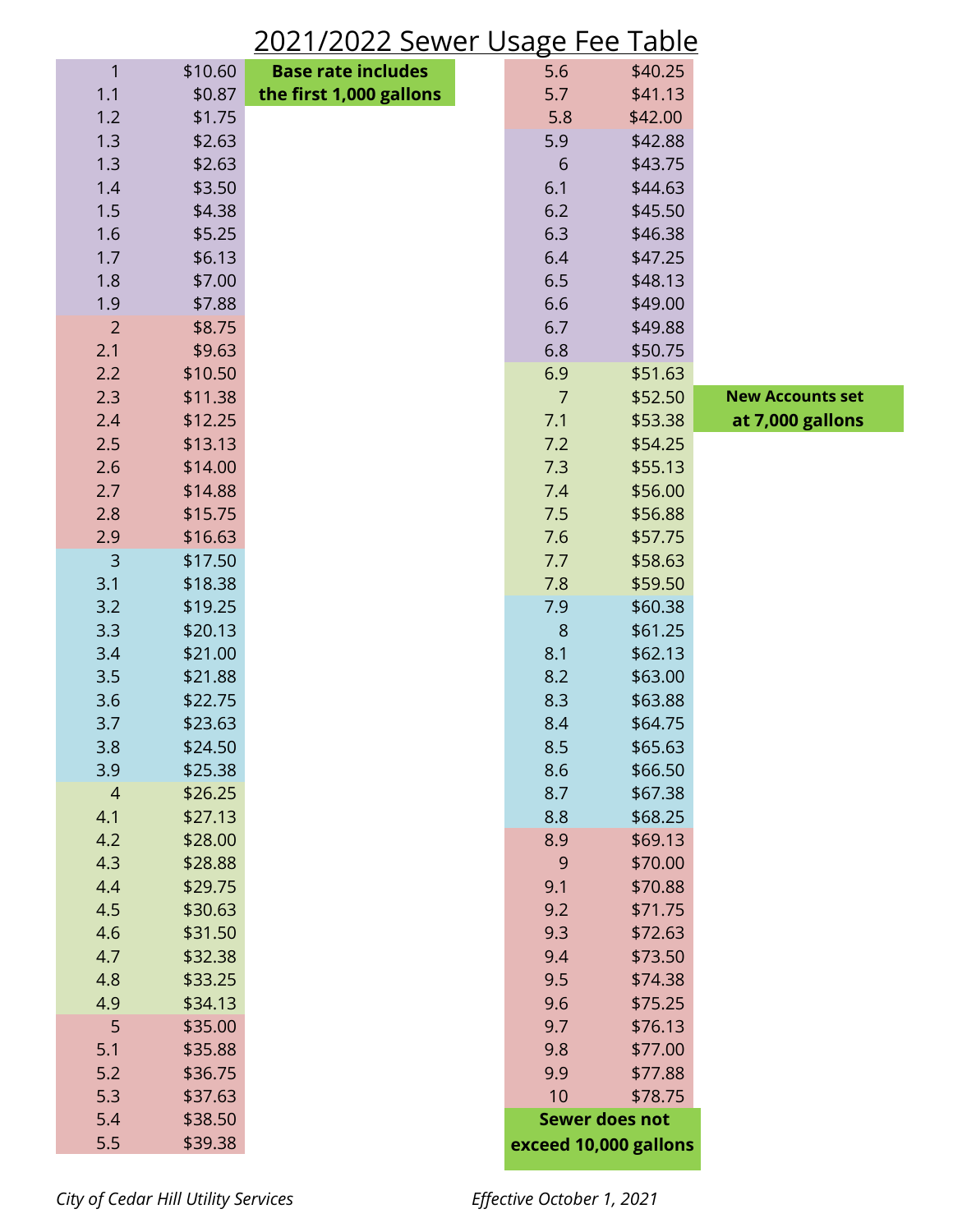# 2021/2022 Sewer Usage Fee Table

| Gallons (thousands) | Fee |
|---|---|
| 1 | $10.60 |
| 1.1 | $0.87 |
| 1.2 | $1.75 |
| 1.3 | $2.63 |
| 1.3 | $2.63 |
| 1.4 | $3.50 |
| 1.5 | $4.38 |
| 1.6 | $5.25 |
| 1.7 | $6.13 |
| 1.8 | $7.00 |
| 1.9 | $7.88 |
| 2 | $8.75 |
| 2.1 | $9.63 |
| 2.2 | $10.50 |
| 2.3 | $11.38 |
| 2.4 | $12.25 |
| 2.5 | $13.13 |
| 2.6 | $14.00 |
| 2.7 | $14.88 |
| 2.8 | $15.75 |
| 2.9 | $16.63 |
| 3 | $17.50 |
| 3.1 | $18.38 |
| 3.2 | $19.25 |
| 3.3 | $20.13 |
| 3.4 | $21.00 |
| 3.5 | $21.88 |
| 3.6 | $22.75 |
| 3.7 | $23.63 |
| 3.8 | $24.50 |
| 3.9 | $25.38 |
| 4 | $26.25 |
| 4.1 | $27.13 |
| 4.2 | $28.00 |
| 4.3 | $28.88 |
| 4.4 | $29.75 |
| 4.5 | $30.63 |
| 4.6 | $31.50 |
| 4.7 | $32.38 |
| 4.8 | $33.25 |
| 4.9 | $34.13 |
| 5 | $35.00 |
| 5.1 | $35.88 |
| 5.2 | $36.75 |
| 5.3 | $37.63 |
| 5.4 | $38.50 |
| 5.5 | $39.38 |
| 5.6 | $40.25 |
| 5.7 | $41.13 |
| 5.8 | $42.00 |
| 5.9 | $42.88 |
| 6 | $43.75 |
| 6.1 | $44.63 |
| 6.2 | $45.50 |
| 6.3 | $46.38 |
| 6.4 | $47.25 |
| 6.5 | $48.13 |
| 6.6 | $49.00 |
| 6.7 | $49.88 |
| 6.8 | $50.75 |
| 6.9 | $51.63 |
| 7 | $52.50 |
| 7.1 | $53.38 |
| 7.2 | $54.25 |
| 7.3 | $55.13 |
| 7.4 | $56.00 |
| 7.5 | $56.88 |
| 7.6 | $57.75 |
| 7.7 | $58.63 |
| 7.8 | $59.50 |
| 7.9 | $60.38 |
| 8 | $61.25 |
| 8.1 | $62.13 |
| 8.2 | $63.00 |
| 8.3 | $63.88 |
| 8.4 | $64.75 |
| 8.5 | $65.63 |
| 8.6 | $66.50 |
| 8.7 | $67.38 |
| 8.8 | $68.25 |
| 8.9 | $69.13 |
| 9 | $70.00 |
| 9.1 | $70.88 |
| 9.2 | $71.75 |
| 9.3 | $72.63 |
| 9.4 | $73.50 |
| 9.5 | $74.38 |
| 9.6 | $75.25 |
| 9.7 | $76.13 |
| 9.8 | $77.00 |
| 9.9 | $77.88 |
| 10 | $78.75 |

**Base rate includes the first 1,000 gallons**

**New Accounts set at 7,000 gallons**

**Sewer does not exceed 10,000 gallons**

*City of Cedar Hill Utility Services*

*Effective October 1, 2021*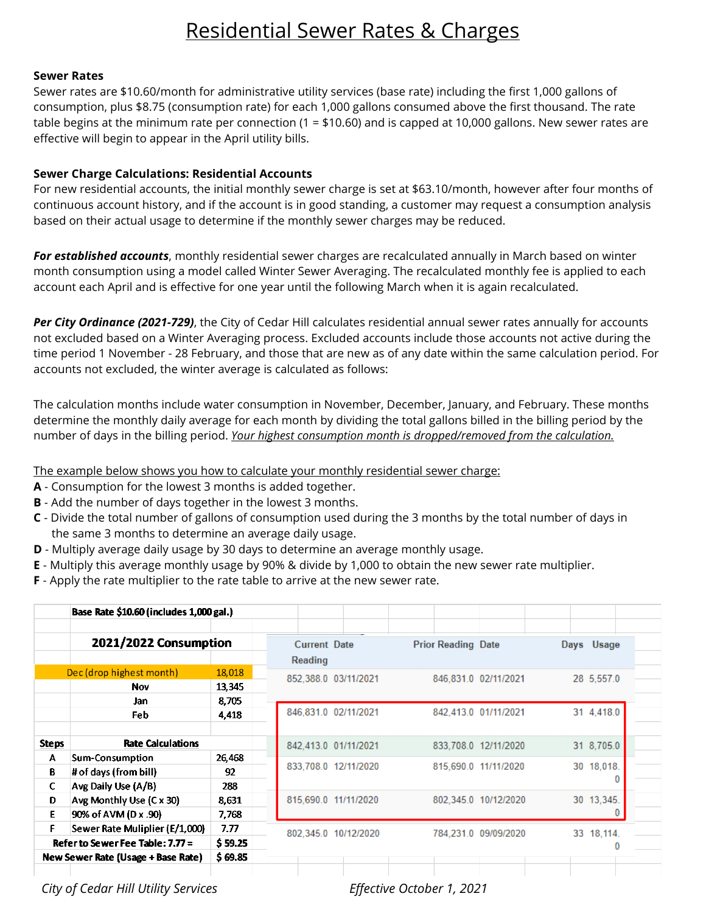// Residential Sewer Rates & Charges

**Sewer Rates**

Sewer rates are $10.60/month for administrative utility services (base rate) including the first 1,000 gallons of consumption, plus $8.75 (consumption rate) for each 1,000 gallons consumed above the first thousand. The rate table begins at the minimum rate per connection (1 = $10.60) and is capped at 10,000 gallons. New sewer rates are effective will begin to appear in the April utility bills.

**Sewer Charge Calculations: Residential Accounts**

For new residential accounts, the initial monthly sewer charge is set at $63.10/month, however after four months of continuous account history, and if the account is in good standing, a customer may request a consumption analysis based on their actual usage to determine if the monthly sewer charges may be reduced.

***For established accounts***, monthly residential sewer charges are recalculated annually in March based on winter month consumption using a model called Winter Sewer Averaging. The recalculated monthly fee is applied to each account each April and is effective for one year until the following March when it is again recalculated.

***Per City Ordinance (2021-729)***, the City of Cedar Hill calculates residential annual sewer rates annually for accounts not excluded based on a Winter Averaging process. Excluded accounts include those accounts not active during the time period 1 November - 28 February, and those that are new as of any date within the same calculation period. For accounts not excluded, the winter average is calculated as follows:

The calculation months include water consumption in November, December, January, and February. These months determine the monthly daily average for each month by dividing the total gallons billed in the billing period by the number of days in the billing period. *Your highest consumption month is dropped/removed from the calculation.*

The example below shows you how to calculate your monthly residential sewer charge:

**A** - Consumption for the lowest 3 months is added together.
**B** - Add the number of days together in the lowest 3 months.
**C** - Divide the total number of gallons of consumption used during the 3 months by the total number of days in the same 3 months to determine an average daily usage.
**D** - Multiply average daily usage by 30 days to determine an average monthly usage.
**E** - Multiply this average monthly usage by 90% & divide by 1,000 to obtain the new sewer rate multiplier.
**F** - Apply the rate multiplier to the rate table to arrive at the new sewer rate.

**Base Rate $10.60 (includes 1,000 gal.)**

**2021/2022 Consumption**

| | | |
|---|---|---|
| | Dec (drop highest month) | 18,018 |
| | Nov | 13,345 |
| | Jan | 8,705 |
| | Feb | 4,418 |

| Steps | Rate Calculations | |
|---|---|---|
| A | Sum-Consumption | 26,468 |
| B | # of days (from bill) | 92 |
| C | Avg Daily Use (A/B) | 288 |
| D | Avg Monthly Use (C x 30) | 8,631 |
| E | 90% of AVM (D x .90) | 7,768 |
| F | Sewer Rate Mulipier (E/1,000) | 7.77 |
| | Refer to Sewer Fee Table: 7.77 = | $ 59.25 |
| | New Sewer Rate (Usage + Base Rate) | $ 69.85 |

| Current Reading | Date | Prior Reading | Date | Days | Usage |
|---|---|---|---|---|---|
| 852,388.0 | 03/11/2021 | 846,831.0 | 02/11/2021 | 28 | 5,557.0 |
| 846,831.0 | 02/11/2021 | 842,413.0 | 01/11/2021 | 31 | 4,418.0 |
| 842,413.0 | 01/11/2021 | 833,708.0 | 12/11/2020 | 31 | 8,705.0 |
| 833,708.0 | 12/11/2020 | 815,690.0 | 11/11/2020 | 30 | 18,018.0 |
| 815,690.0 | 11/11/2020 | 802,345.0 | 10/12/2020 | 30 | 13,345.0 |
| 802,345.0 | 10/12/2020 | 784,231.0 | 09/09/2020 | 33 | 18,114.0 |

*City of Cedar Hill Utility Services* *Effective October 1, 2021*